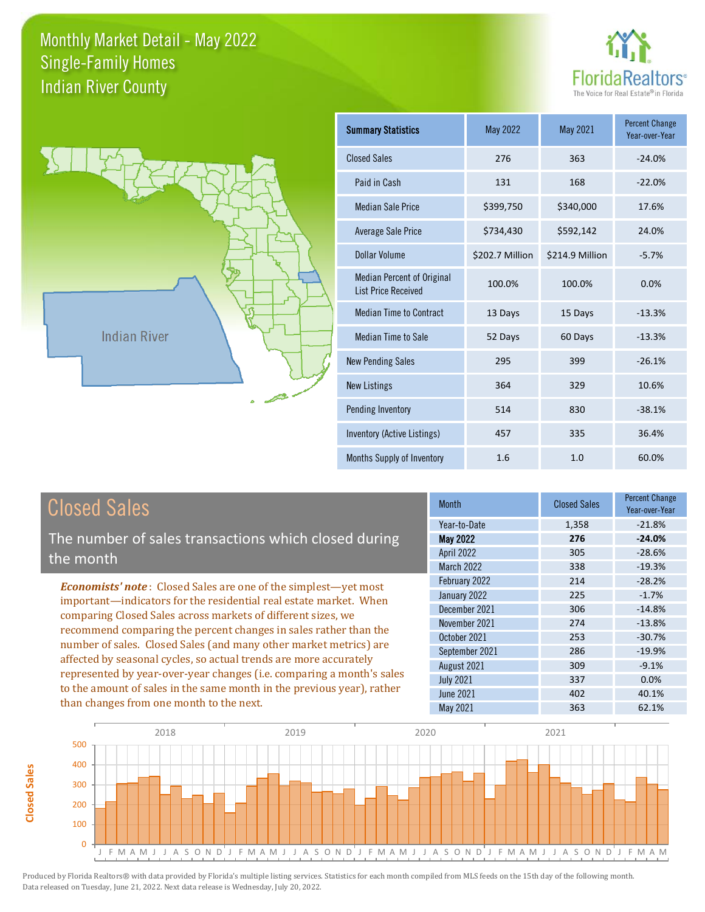# Monthly Market Detail - May 2022
## Single-Family Homes
## Indian River County

FloridaRealtors®
The Voice for Real Estate® in Florida

| Summary Statistics | May 2022 | May 2021 | Percent Change Year-over-Year |
|---|---|---|---|
| Closed Sales | 276 | 363 | -24.0% |
| Paid in Cash | 131 | 168 | -22.0% |
| Median Sale Price | $399,750 | $340,000 | 17.6% |
| Average Sale Price | $734,430 | $592,142 | 24.0% |
| Dollar Volume | $202.7 Million | $214.9 Million | -5.7% |
| Median Percent of Original List Price Received | 100.0% | 100.0% | 0.0% |
| Median Time to Contract | 13 Days | 15 Days | -13.3% |
| Median Time to Sale | 52 Days | 60 Days | -13.3% |
| New Pending Sales | 295 | 399 | -26.1% |
| New Listings | 364 | 329 | 10.6% |
| Pending Inventory | 514 | 830 | -38.1% |
| Inventory (Active Listings) | 457 | 335 | 36.4% |
| Months Supply of Inventory | 1.6 | 1.0 | 60.0% |

## Closed Sales

The number of sales transactions which closed during the month

*Economists' note*: Closed Sales are one of the simplest—yet most important—indicators for the residential real estate market. When comparing Closed Sales across markets of different sizes, we recommend comparing the percent changes in sales rather than the number of sales. Closed Sales (and many other market metrics) are affected by seasonal cycles, so actual trends are more accurately represented by year-over-year changes (i.e. comparing a month's sales to the amount of sales in the same month in the previous year), rather than changes from one month to the next.

| Month | Closed Sales | Percent Change Year-over-Year |
|---|---|---|
| Year-to-Date | 1,358 | -21.8% |
| **May 2022** | **276** | **-24.0%** |
| April 2022 | 305 | -28.6% |
| March 2022 | 338 | -19.3% |
| February 2022 | 214 | -28.2% |
| January 2022 | 225 | -1.7% |
| December 2021 | 306 | -14.8% |
| November 2021 | 274 | -13.8% |
| October 2021 | 253 | -30.7% |
| September 2021 | 286 | -19.9% |
| August 2021 | 309 | -9.1% |
| July 2021 | 337 | 0.0% |
| June 2021 | 402 | 40.1% |
| May 2021 | 363 | 62.1% |

Produced by Florida Realtors® with data provided by Florida's multiple listing services. Statistics for each month compiled from MLS feeds on the 15th day of the following month. Data released on Tuesday, June 21, 2022. Next data release is Wednesday, July 20, 2022.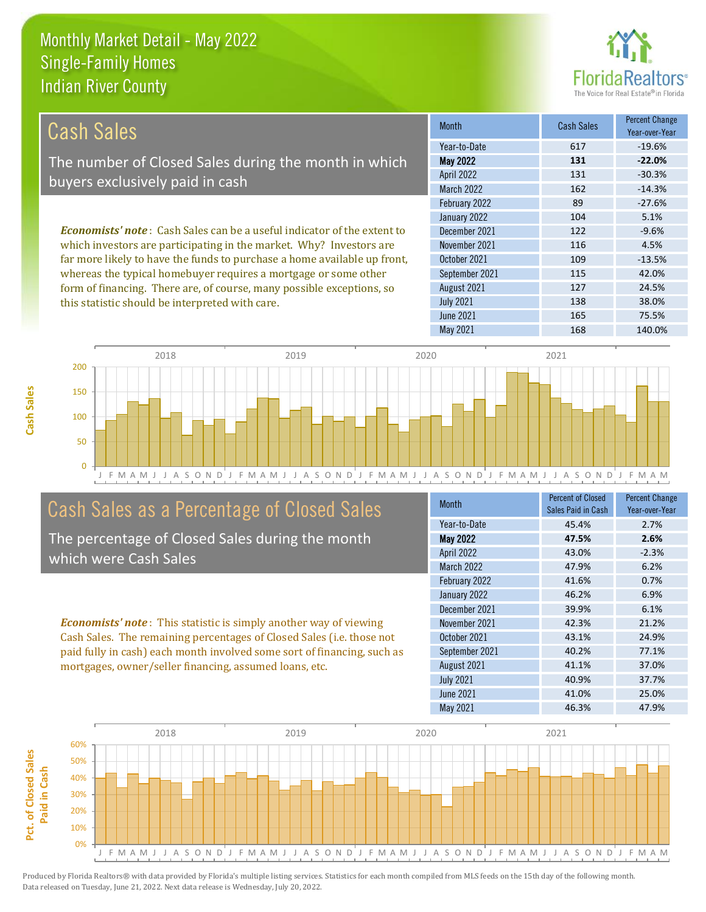# Monthly Market Detail - May 2022
## Single-Family Homes
## Indian River County

## Cash Sales

The number of Closed Sales during the month in which buyers exclusively paid in cash

*Economists' note*: Cash Sales can be a useful indicator of the extent to which investors are participating in the market. Why? Investors are far more likely to have the funds to purchase a home available up front, whereas the typical homebuyer requires a mortgage or some other form of financing. There are, of course, many possible exceptions, so this statistic should be interpreted with care.

| Month | Cash Sales | Percent Change Year-over-Year |
|---|---|---|
| Year-to-Date | 617 | -19.6% |
| **May 2022** | **131** | **-22.0%** |
| April 2022 | 131 | -30.3% |
| March 2022 | 162 | -14.3% |
| February 2022 | 89 | -27.6% |
| January 2022 | 104 | 5.1% |
| December 2021 | 122 | -9.6% |
| November 2021 | 116 | 4.5% |
| October 2021 | 109 | -13.5% |
| September 2021 | 115 | 42.0% |
| August 2021 | 127 | 24.5% |
| July 2021 | 138 | 38.0% |
| June 2021 | 165 | 75.5% |
| May 2021 | 168 | 140.0% |

## Cash Sales as a Percentage of Closed Sales

The percentage of Closed Sales during the month which were Cash Sales

*Economists' note*: This statistic is simply another way of viewing Cash Sales. The remaining percentages of Closed Sales (i.e. those not paid fully in cash) each month involved some sort of financing, such as mortgages, owner/seller financing, assumed loans, etc.

| Month | Percent of Closed Sales Paid in Cash | Percent Change Year-over-Year |
|---|---|---|
| Year-to-Date | 45.4% | 2.7% |
| **May 2022** | **47.5%** | **2.6%** |
| April 2022 | 43.0% | -2.3% |
| March 2022 | 47.9% | 6.2% |
| February 2022 | 41.6% | 0.7% |
| January 2022 | 46.2% | 6.9% |
| December 2021 | 39.9% | 6.1% |
| November 2021 | 42.3% | 21.2% |
| October 2021 | 43.1% | 24.9% |
| September 2021 | 40.2% | 77.1% |
| August 2021 | 41.1% | 37.0% |
| July 2021 | 40.9% | 37.7% |
| June 2021 | 41.0% | 25.0% |
| May 2021 | 46.3% | 47.9% |

Produced by Florida Realtors® with data provided by Florida's multiple listing services. Statistics for each month compiled from MLS feeds on the 15th day of the following month. Data released on Tuesday, June 21, 2022. Next data release is Wednesday, July 20, 2022.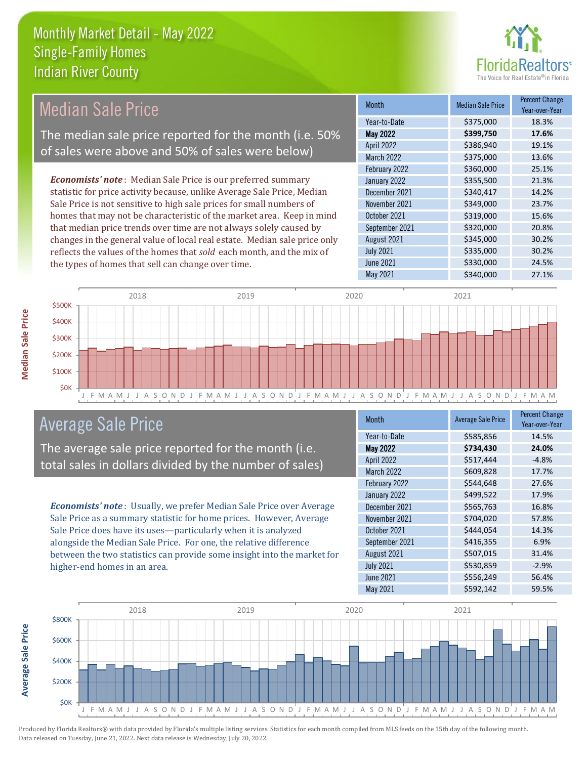# Monthly Market Detail - May 2022
## Single-Family Homes
## Indian River County

## Median Sale Price

The median sale price reported for the month (i.e. 50% of sales were above and 50% of sales were below)

*Economists' note*: Median Sale Price is our preferred summary statistic for price activity because, unlike Average Sale Price, Median Sale Price is not sensitive to high sale prices for small numbers of homes that may not be characteristic of the market area. Keep in mind that median price trends over time are not always solely caused by changes in the general value of local real estate. Median sale price only reflects the values of the homes that *sold* each month, and the mix of the types of homes that sell can change over time.

| Month | Median Sale Price | Percent Change Year-over-Year |
|---|---|---|
| Year-to-Date | $375,000 | 18.3% |
| **May 2022** | **$399,750** | **17.6%** |
| April 2022 | $386,940 | 19.1% |
| March 2022 | $375,000 | 13.6% |
| February 2022 | $360,000 | 25.1% |
| January 2022 | $355,500 | 21.3% |
| December 2021 | $340,417 | 14.2% |
| November 2021 | $349,000 | 23.7% |
| October 2021 | $319,000 | 15.6% |
| September 2021 | $320,000 | 20.8% |
| August 2021 | $345,000 | 30.2% |
| July 2021 | $335,000 | 30.2% |
| June 2021 | $330,000 | 24.5% |
| May 2021 | $340,000 | 27.1% |

## Average Sale Price

The average sale price reported for the month (i.e. total sales in dollars divided by the number of sales)

*Economists' note*: Usually, we prefer Median Sale Price over Average Sale Price as a summary statistic for home prices. However, Average Sale Price does have its uses—particularly when it is analyzed alongside the Median Sale Price. For one, the relative difference between the two statistics can provide some insight into the market for higher-end homes in an area.

| Month | Average Sale Price | Percent Change Year-over-Year |
|---|---|---|
| Year-to-Date | $585,856 | 14.5% |
| **May 2022** | **$734,430** | **24.0%** |
| April 2022 | $517,444 | -4.8% |
| March 2022 | $609,828 | 17.7% |
| February 2022 | $544,648 | 27.6% |
| January 2022 | $499,522 | 17.9% |
| December 2021 | $565,763 | 16.8% |
| November 2021 | $704,020 | 57.8% |
| October 2021 | $444,054 | 14.3% |
| September 2021 | $416,355 | 6.9% |
| August 2021 | $507,015 | 31.4% |
| July 2021 | $530,859 | -2.9% |
| June 2021 | $556,249 | 56.4% |
| May 2021 | $592,142 | 59.5% |

Produced by Florida Realtors® with data provided by Florida's multiple listing services. Statistics for each month compiled from MLS feeds on the 15th day of the following month. Data released on Tuesday, June 21, 2022. Next data release is Wednesday, July 20, 2022.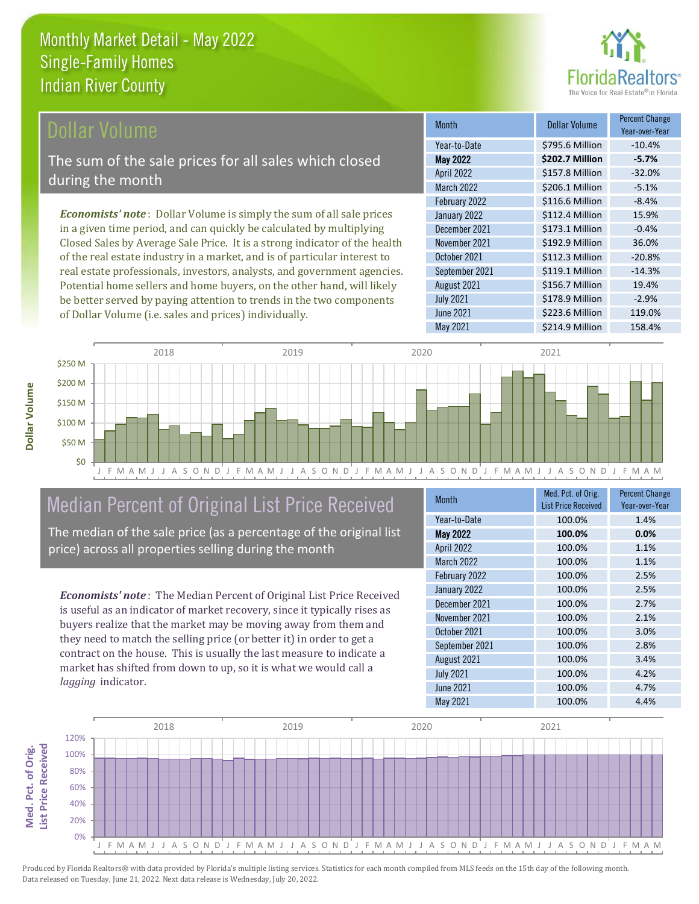# Monthly Market Detail - May 2022
## Single-Family Homes
## Indian River County

## Dollar Volume

The sum of the sale prices for all sales which closed during the month

*Economists' note*: Dollar Volume is simply the sum of all sale prices in a given time period, and can quickly be calculated by multiplying Closed Sales by Average Sale Price. It is a strong indicator of the health of the real estate industry in a market, and is of particular interest to real estate professionals, investors, analysts, and government agencies. Potential home sellers and home buyers, on the other hand, will likely be better served by paying attention to trends in the two components of Dollar Volume (i.e. sales and prices) individually.

| Month | Dollar Volume | Percent Change Year-over-Year |
|---|---|---|
| Year-to-Date | $795.6 Million | -10.4% |
| **May 2022** | **$202.7 Million** | **-5.7%** |
| April 2022 | $157.8 Million | -32.0% |
| March 2022 | $206.1 Million | -5.1% |
| February 2022 | $116.6 Million | -8.4% |
| January 2022 | $112.4 Million | 15.9% |
| December 2021 | $173.1 Million | -0.4% |
| November 2021 | $192.9 Million | 36.0% |
| October 2021 | $112.3 Million | -20.8% |
| September 2021 | $119.1 Million | -14.3% |
| August 2021 | $156.7 Million | 19.4% |
| July 2021 | $178.9 Million | -2.9% |
| June 2021 | $223.6 Million | 119.0% |
| May 2021 | $214.9 Million | 158.4% |

## Median Percent of Original List Price Received

The median of the sale price (as a percentage of the original list price) across all properties selling during the month

*Economists' note*: The Median Percent of Original List Price Received is useful as an indicator of market recovery, since it typically rises as buyers realize that the market may be moving away from them and they need to match the selling price (or better it) in order to get a contract on the house. This is usually the last measure to indicate a market has shifted from down to up, so it is what we would call a *lagging* indicator.

| Month | Med. Pct. of Orig. List Price Received | Percent Change Year-over-Year |
|---|---|---|
| Year-to-Date | 100.0% | 1.4% |
| **May 2022** | **100.0%** | **0.0%** |
| April 2022 | 100.0% | 1.1% |
| March 2022 | 100.0% | 1.1% |
| February 2022 | 100.0% | 2.5% |
| January 2022 | 100.0% | 2.5% |
| December 2021 | 100.0% | 2.7% |
| November 2021 | 100.0% | 2.1% |
| October 2021 | 100.0% | 3.0% |
| September 2021 | 100.0% | 2.8% |
| August 2021 | 100.0% | 3.4% |
| July 2021 | 100.0% | 4.2% |
| June 2021 | 100.0% | 4.7% |
| May 2021 | 100.0% | 4.4% |

Produced by Florida Realtors® with data provided by Florida's multiple listing services. Statistics for each month compiled from MLS feeds on the 15th day of the following month. Data released on Tuesday, June 21, 2022. Next data release is Wednesday, July 20, 2022.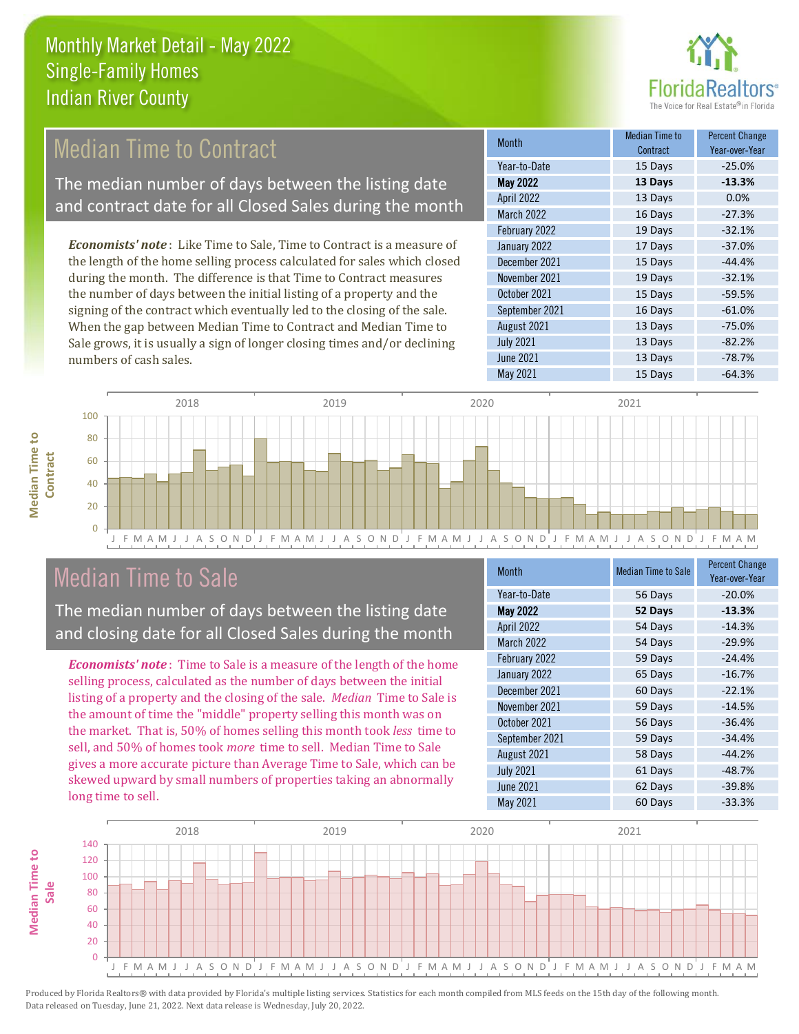# Monthly Market Detail - May 2022
## Single-Family Homes
## Indian River County

## Median Time to Contract

The median number of days between the listing date and contract date for all Closed Sales during the month

*Economists' note*: Like Time to Sale, Time to Contract is a measure of the length of the home selling process calculated for sales which closed during the month. The difference is that Time to Contract measures the number of days between the initial listing of a property and the signing of the contract which eventually led to the closing of the sale. When the gap between Median Time to Contract and Median Time to Sale grows, it is usually a sign of longer closing times and/or declining numbers of cash sales.

| Month | Median Time to Contract | Percent Change Year-over-Year |
|---|---|---|
| Year-to-Date | 15 Days | -25.0% |
| **May 2022** | **13 Days** | **-13.3%** |
| April 2022 | 13 Days | 0.0% |
| March 2022 | 16 Days | -27.3% |
| February 2022 | 19 Days | -32.1% |
| January 2022 | 17 Days | -37.0% |
| December 2021 | 15 Days | -44.4% |
| November 2021 | 19 Days | -32.1% |
| October 2021 | 15 Days | -59.5% |
| September 2021 | 16 Days | -61.0% |
| August 2021 | 13 Days | -75.0% |
| July 2021 | 13 Days | -82.2% |
| June 2021 | 13 Days | -78.7% |
| May 2021 | 15 Days | -64.3% |

## Median Time to Sale

The median number of days between the listing date and closing date for all Closed Sales during the month

*Economists' note*: Time to Sale is a measure of the length of the home selling process, calculated as the number of days between the initial listing of a property and the closing of the sale. *Median* Time to Sale is the amount of time the "middle" property selling this month was on the market. That is, 50% of homes selling this month took *less* time to sell, and 50% of homes took *more* time to sell. Median Time to Sale gives a more accurate picture than Average Time to Sale, which can be skewed upward by small numbers of properties taking an abnormally long time to sell.

| Month | Median Time to Sale | Percent Change Year-over-Year |
|---|---|---|
| Year-to-Date | 56 Days | -20.0% |
| **May 2022** | **52 Days** | **-13.3%** |
| April 2022 | 54 Days | -14.3% |
| March 2022 | 54 Days | -29.9% |
| February 2022 | 59 Days | -24.4% |
| January 2022 | 65 Days | -16.7% |
| December 2021 | 60 Days | -22.1% |
| November 2021 | 59 Days | -14.5% |
| October 2021 | 56 Days | -36.4% |
| September 2021 | 59 Days | -34.4% |
| August 2021 | 58 Days | -44.2% |
| July 2021 | 61 Days | -48.7% |
| June 2021 | 62 Days | -39.8% |
| May 2021 | 60 Days | -33.3% |

Produced by Florida Realtors® with data provided by Florida's multiple listing services. Statistics for each month compiled from MLS feeds on the 15th day of the following month. Data released on Tuesday, June 21, 2022. Next data release is Wednesday, July 20, 2022.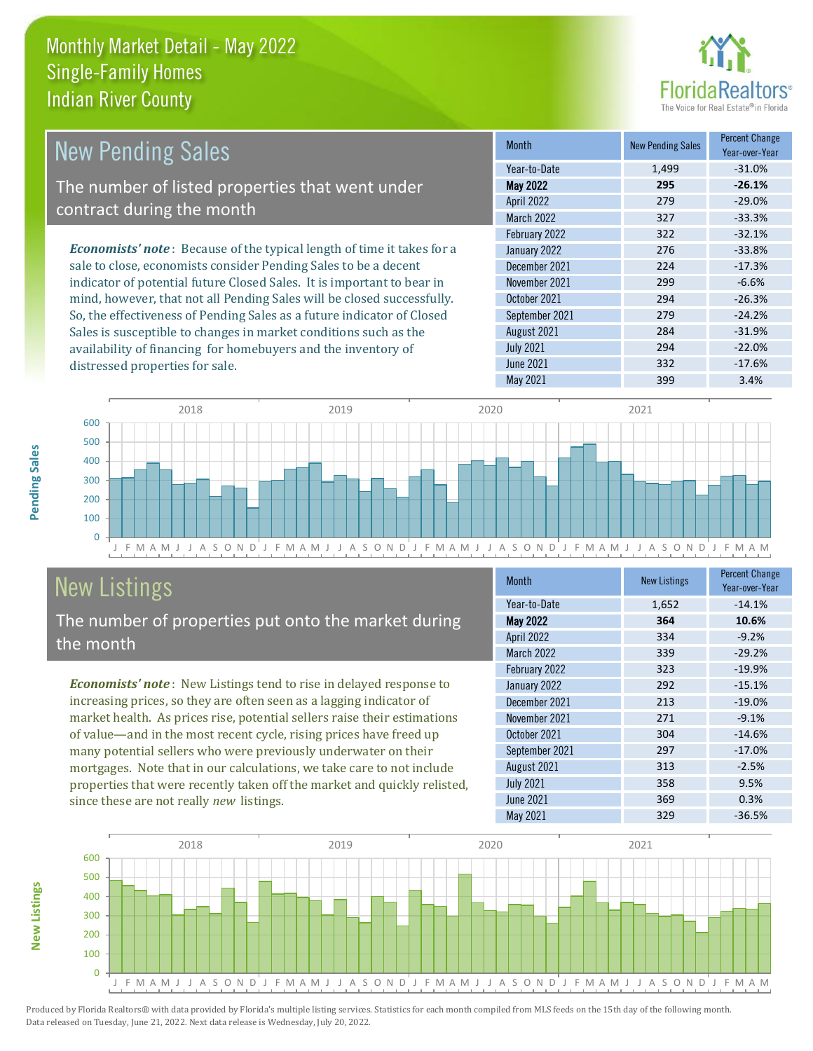# Monthly Market Detail - May 2022
## Single-Family Homes
## Indian River County

## New Pending Sales

The number of listed properties that went under contract during the month

***Economists' note***: Because of the typical length of time it takes for a sale to close, economists consider Pending Sales to be a decent indicator of potential future Closed Sales. It is important to bear in mind, however, that not all Pending Sales will be closed successfully. So, the effectiveness of Pending Sales as a future indicator of Closed Sales is susceptible to changes in market conditions such as the availability of financing for homebuyers and the inventory of distressed properties for sale.

| Month | New Pending Sales | Percent Change Year-over-Year |
|---|---|---|
| Year-to-Date | 1,499 | -31.0% |
| **May 2022** | **295** | **-26.1%** |
| April 2022 | 279 | -29.0% |
| March 2022 | 327 | -33.3% |
| February 2022 | 322 | -32.1% |
| January 2022 | 276 | -33.8% |
| December 2021 | 224 | -17.3% |
| November 2021 | 299 | -6.6% |
| October 2021 | 294 | -26.3% |
| September 2021 | 279 | -24.2% |
| August 2021 | 284 | -31.9% |
| July 2021 | 294 | -22.0% |
| June 2021 | 332 | -17.6% |
| May 2021 | 399 | 3.4% |

## New Listings

The number of properties put onto the market during the month

***Economists' note***: New Listings tend to rise in delayed response to increasing prices, so they are often seen as a lagging indicator of market health. As prices rise, potential sellers raise their estimations of value—and in the most recent cycle, rising prices have freed up many potential sellers who were previously underwater on their mortgages. Note that in our calculations, we take care to not include properties that were recently taken off the market and quickly relisted, since these are not really *new* listings.

| Month | New Listings | Percent Change Year-over-Year |
|---|---|---|
| Year-to-Date | 1,652 | -14.1% |
| **May 2022** | **364** | **10.6%** |
| April 2022 | 334 | -9.2% |
| March 2022 | 339 | -29.2% |
| February 2022 | 323 | -19.9% |
| January 2022 | 292 | -15.1% |
| December 2021 | 213 | -19.0% |
| November 2021 | 271 | -9.1% |
| October 2021 | 304 | -14.6% |
| September 2021 | 297 | -17.0% |
| August 2021 | 313 | -2.5% |
| July 2021 | 358 | 9.5% |
| June 2021 | 369 | 0.3% |
| May 2021 | 329 | -36.5% |

Produced by Florida Realtors® with data provided by Florida's multiple listing services. Statistics for each month compiled from MLS feeds on the 15th day of the following month. Data released on Tuesday, June 21, 2022. Next data release is Wednesday, July 20, 2022.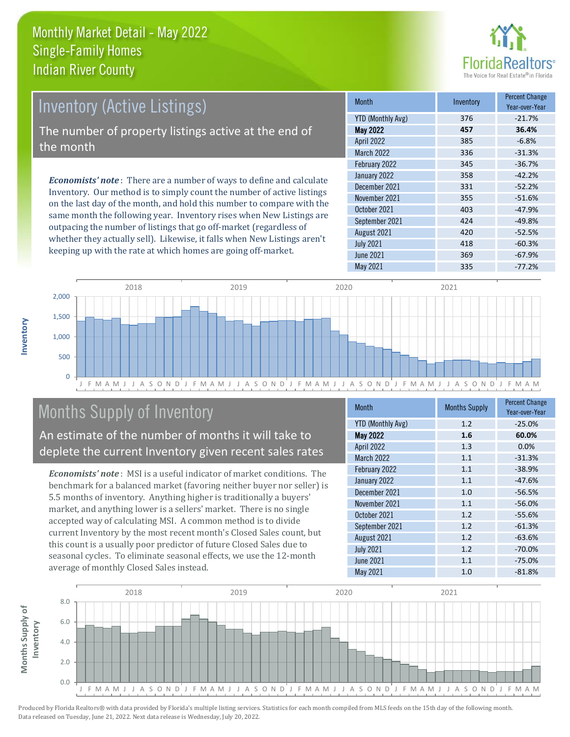# Monthly Market Detail - May 2022
## Single-Family Homes
## Indian River County

## Inventory (Active Listings)

The number of property listings active at the end of the month

***Economists' note***: There are a number of ways to define and calculate Inventory. Our method is to simply count the number of active listings on the last day of the month, and hold this number to compare with the same month the following year. Inventory rises when New Listings are outpacing the number of listings that go off-market (regardless of whether they actually sell). Likewise, it falls when New Listings aren't keeping up with the rate at which homes are going off-market.

| Month | Inventory | Percent Change Year-over-Year |
|---|---|---|
| YTD (Monthly Avg) | 376 | -21.7% |
| **May 2022** | **457** | **36.4%** |
| April 2022 | 385 | -6.8% |
| March 2022 | 336 | -31.3% |
| February 2022 | 345 | -36.7% |
| January 2022 | 358 | -42.2% |
| December 2021 | 331 | -52.2% |
| November 2021 | 355 | -51.6% |
| October 2021 | 403 | -47.9% |
| September 2021 | 424 | -49.8% |
| August 2021 | 420 | -52.5% |
| July 2021 | 418 | -60.3% |
| June 2021 | 369 | -67.9% |
| May 2021 | 335 | -77.2% |

## Months Supply of Inventory

An estimate of the number of months it will take to deplete the current Inventory given recent sales rates

***Economists' note***: MSI is a useful indicator of market conditions. The benchmark for a balanced market (favoring neither buyer nor seller) is 5.5 months of inventory. Anything higher is traditionally a buyers' market, and anything lower is a sellers' market. There is no single accepted way of calculating MSI. A common method is to divide current Inventory by the most recent month's Closed Sales count, but this count is a usually poor predictor of future Closed Sales due to seasonal cycles. To eliminate seasonal effects, we use the 12-month average of monthly Closed Sales instead.

| Month | Months Supply | Percent Change Year-over-Year |
|---|---|---|
| YTD (Monthly Avg) | 1.2 | -25.0% |
| **May 2022** | **1.6** | **60.0%** |
| April 2022 | 1.3 | 0.0% |
| March 2022 | 1.1 | -31.3% |
| February 2022 | 1.1 | -38.9% |
| January 2022 | 1.1 | -47.6% |
| December 2021 | 1.0 | -56.5% |
| November 2021 | 1.1 | -56.0% |
| October 2021 | 1.2 | -55.6% |
| September 2021 | 1.2 | -61.3% |
| August 2021 | 1.2 | -63.6% |
| July 2021 | 1.2 | -70.0% |
| June 2021 | 1.1 | -75.0% |
| May 2021 | 1.0 | -81.8% |

Produced by Florida Realtors® with data provided by Florida's multiple listing services. Statistics for each month compiled from MLS feeds on the 15th day of the following month. Data released on Tuesday, June 21, 2022. Next data release is Wednesday, July 20, 2022.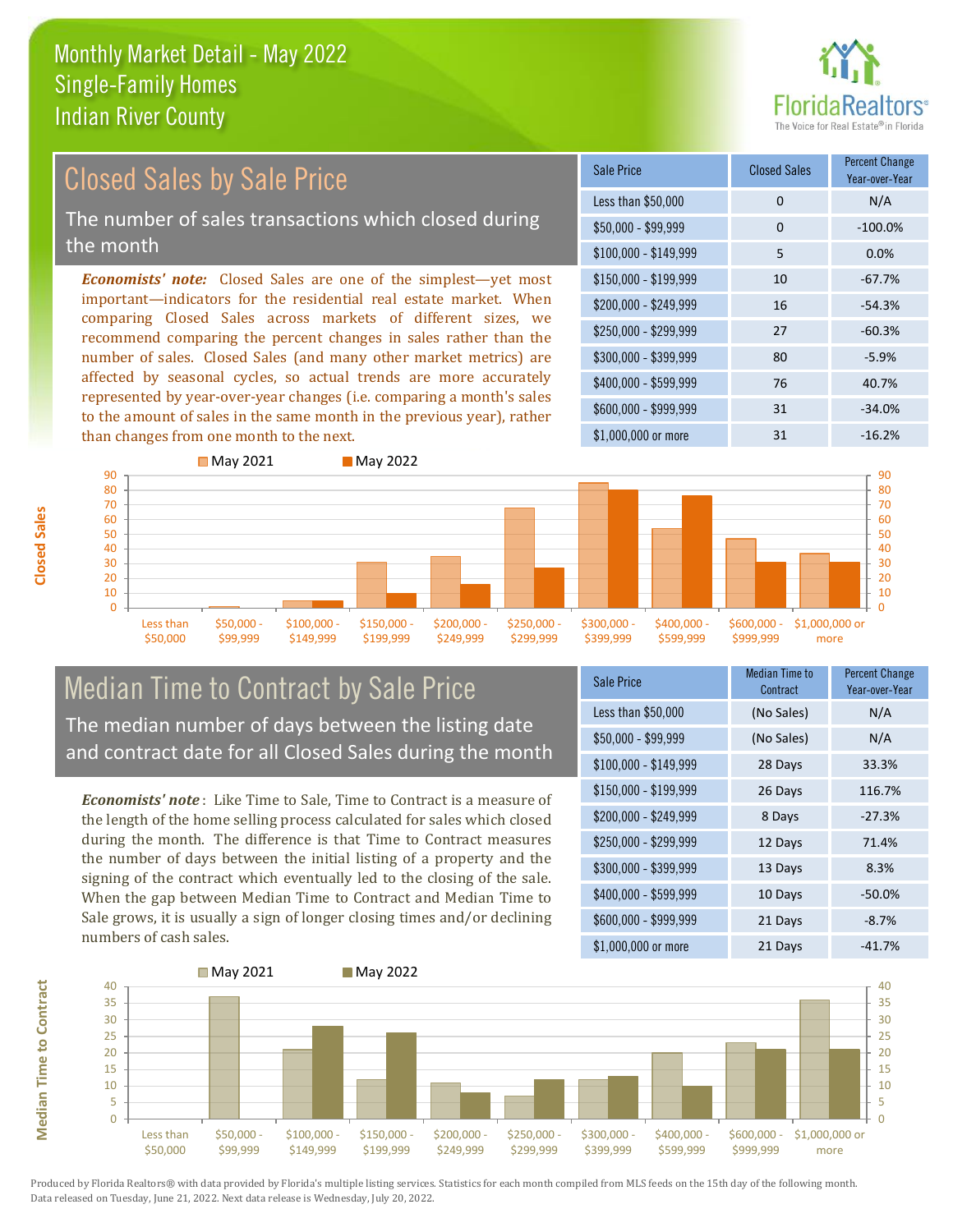# Monthly Market Detail - May 2022
## Single-Family Homes
## Indian River County

## Closed Sales by Sale Price

The number of sales transactions which closed during the month

***Economists' note:*** Closed Sales are one of the simplest—yet most important—indicators for the residential real estate market. When comparing Closed Sales across markets of different sizes, we recommend comparing the percent changes in sales rather than the number of sales. Closed Sales (and many other market metrics) are affected by seasonal cycles, so actual trends are more accurately represented by year-over-year changes (i.e. comparing a month's sales to the amount of sales in the same month in the previous year), rather than changes from one month to the next.

| Sale Price | Closed Sales | Percent Change Year-over-Year |
|---|---|---|
| Less than $50,000 | 0 | N/A |
| $50,000 - $99,999 | 0 | -100.0% |
| $100,000 - $149,999 | 5 | 0.0% |
| $150,000 - $199,999 | 10 | -67.7% |
| $200,000 - $249,999 | 16 | -54.3% |
| $250,000 - $299,999 | 27 | -60.3% |
| $300,000 - $399,999 | 80 | -5.9% |
| $400,000 - $599,999 | 76 | 40.7% |
| $600,000 - $999,999 | 31 | -34.0% |
| $1,000,000 or more | 31 | -16.2% |

## Median Time to Contract by Sale Price

The median number of days between the listing date and contract date for all Closed Sales during the month

***Economists' note***: Like Time to Sale, Time to Contract is a measure of the length of the home selling process calculated for sales which closed during the month. The difference is that Time to Contract measures the number of days between the initial listing of a property and the signing of the contract which eventually led to the closing of the sale. When the gap between Median Time to Contract and Median Time to Sale grows, it is usually a sign of longer closing times and/or declining numbers of cash sales.

| Sale Price | Median Time to Contract | Percent Change Year-over-Year |
|---|---|---|
| Less than $50,000 | (No Sales) | N/A |
| $50,000 - $99,999 | (No Sales) | N/A |
| $100,000 - $149,999 | 28 Days | 33.3% |
| $150,000 - $199,999 | 26 Days | 116.7% |
| $200,000 - $249,999 | 8 Days | -27.3% |
| $250,000 - $299,999 | 12 Days | 71.4% |
| $300,000 - $399,999 | 13 Days | 8.3% |
| $400,000 - $599,999 | 10 Days | -50.0% |
| $600,000 - $999,999 | 21 Days | -8.7% |
| $1,000,000 or more | 21 Days | -41.7% |

Produced by Florida Realtors® with data provided by Florida's multiple listing services. Statistics for each month compiled from MLS feeds on the 15th day of the following month. Data released on Tuesday, June 21, 2022. Next data release is Wednesday, July 20, 2022.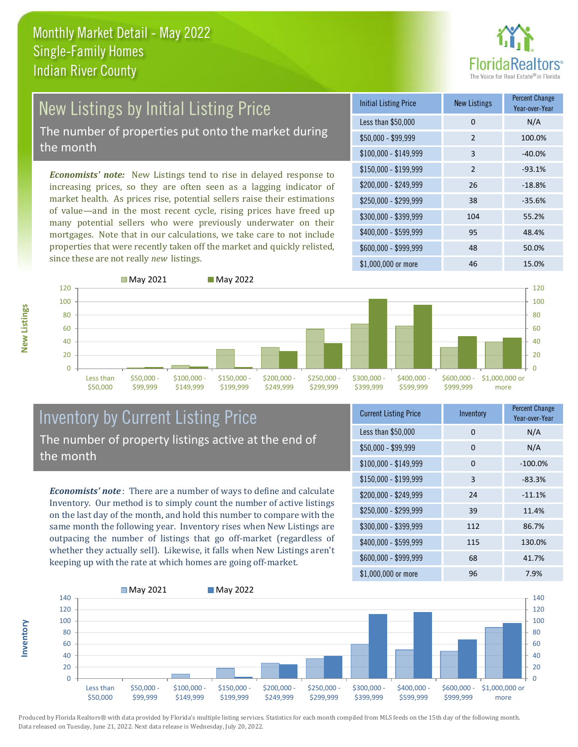Monthly Market Detail - May 2022
Single-Family Homes
Indian River County

## New Listings by Initial Listing Price

The number of properties put onto the market during the month

*Economists' note:* New Listings tend to rise in delayed response to increasing prices, so they are often seen as a lagging indicator of market health. As prices rise, potential sellers raise their estimations of value—and in the most recent cycle, rising prices have freed up many potential sellers who were previously underwater on their mortgages. Note that in our calculations, we take care to not include properties that were recently taken off the market and quickly relisted, since these are not really *new* listings.

| Initial Listing Price | New Listings | Percent Change Year-over-Year |
|---|---|---|
| Less than $50,000 | 0 | N/A |
| $50,000 - $99,999 | 2 | 100.0% |
| $100,000 - $149,999 | 3 | -40.0% |
| $150,000 - $199,999 | 2 | -93.1% |
| $200,000 - $249,999 | 26 | -18.8% |
| $250,000 - $299,999 | 38 | -35.6% |
| $300,000 - $399,999 | 104 | 55.2% |
| $400,000 - $599,999 | 95 | 48.4% |
| $600,000 - $999,999 | 48 | 50.0% |
| $1,000,000 or more | 46 | 15.0% |

## Inventory by Current Listing Price

The number of property listings active at the end of the month

*Economists' note*: There are a number of ways to define and calculate Inventory. Our method is to simply count the number of active listings on the last day of the month, and hold this number to compare with the same month the following year. Inventory rises when New Listings are outpacing the number of listings that go off-market (regardless of whether they actually sell). Likewise, it falls when New Listings aren't keeping up with the rate at which homes are going off-market.

| Current Listing Price | Inventory | Percent Change Year-over-Year |
|---|---|---|
| Less than $50,000 | 0 | N/A |
| $50,000 - $99,999 | 0 | N/A |
| $100,000 - $149,999 | 0 | -100.0% |
| $150,000 - $199,999 | 3 | -83.3% |
| $200,000 - $249,999 | 24 | -11.1% |
| $250,000 - $299,999 | 39 | 11.4% |
| $300,000 - $399,999 | 112 | 86.7% |
| $400,000 - $599,999 | 115 | 130.0% |
| $600,000 - $999,999 | 68 | 41.7% |
| $1,000,000 or more | 96 | 7.9% |

Produced by Florida Realtors® with data provided by Florida's multiple listing services. Statistics for each month compiled from MLS feeds on the 15th day of the following month. Data released on Tuesday, June 21, 2022. Next data release is Wednesday, July 20, 2022.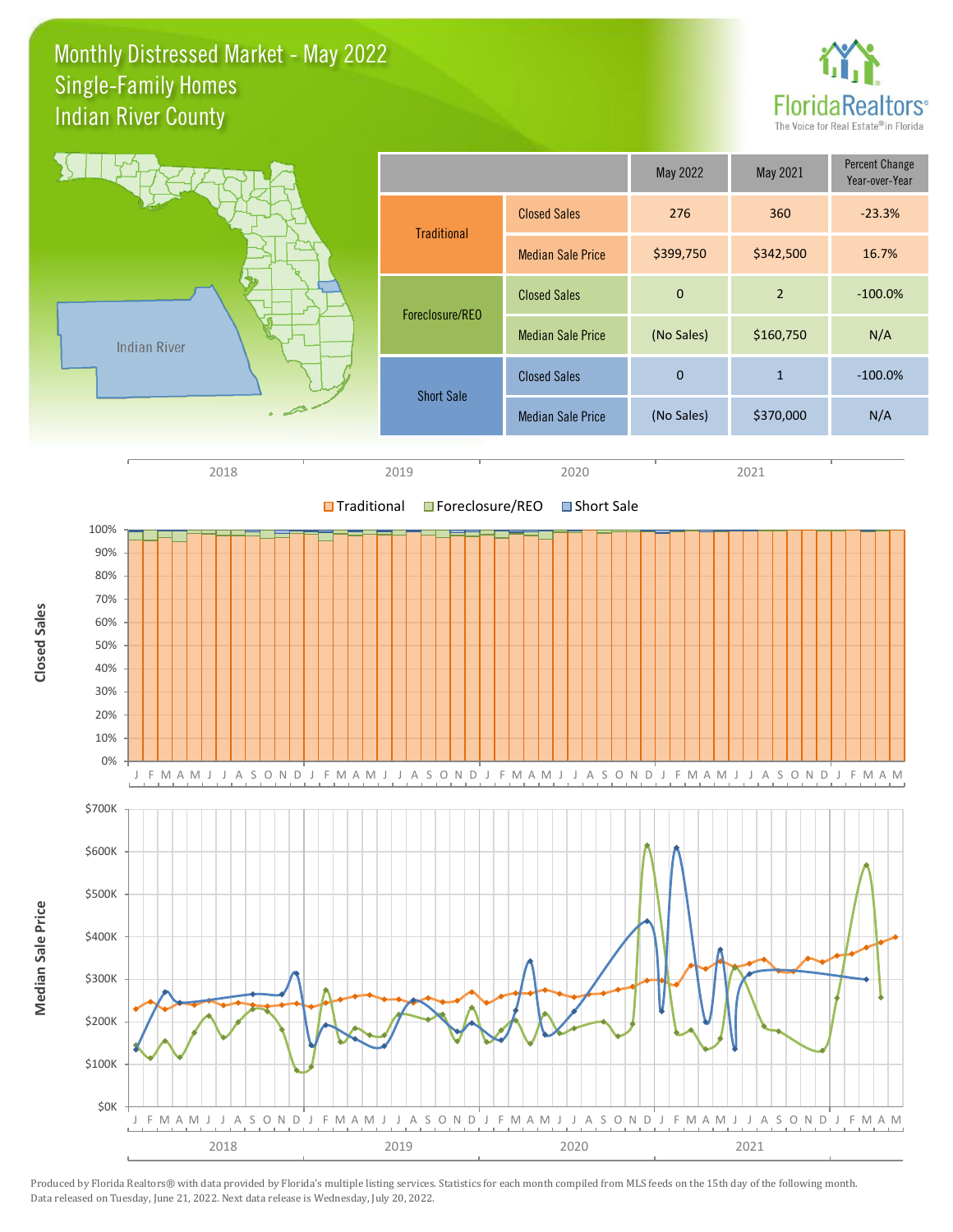# Monthly Distressed Market - May 2022
## Single-Family Homes
## Indian River County

FloridaRealtors®
The Voice for Real Estate® in Florida

Indian River

| | | May 2022 | May 2021 | Percent Change Year-over-Year |
|---|---|---|---|---|
| Traditional | Closed Sales | 276 | 360 | -23.3% |
| | Median Sale Price | $399,750 | $342,500 | 16.7% |
| Foreclosure/REO | Closed Sales | 0 | 2 | -100.0% |
| | Median Sale Price | (No Sales) | $160,750 | N/A |
| Short Sale | Closed Sales | 0 | 1 | -100.0% |
| | Median Sale Price | (No Sales) | $370,000 | N/A |

2018 2019 2020 2021

Traditional  Foreclosure/REO  Short Sale

Closed Sales

100% 90% 80% 70% 60% 50% 40% 30% 20% 10% 0%

J F M A M J J A S O N D J F M A M J J A S O N D J F M A M J J A S O N D J F M A M J J A S O N D J F M A M

Median Sale Price

$700K $600K $500K $400K $300K $200K $100K $0K

J F M A M J J A S O N D J F M A M J J A S O N D J F M A M J J A S O N D J F M A M J J A S O N D J F M A M

2018 2019 2020 2021

Produced by Florida Realtors® with data provided by Florida's multiple listing services. Statistics for each month compiled from MLS feeds on the 15th day of the following month. Data released on Tuesday, June 21, 2022. Next data release is Wednesday, July 20, 2022.